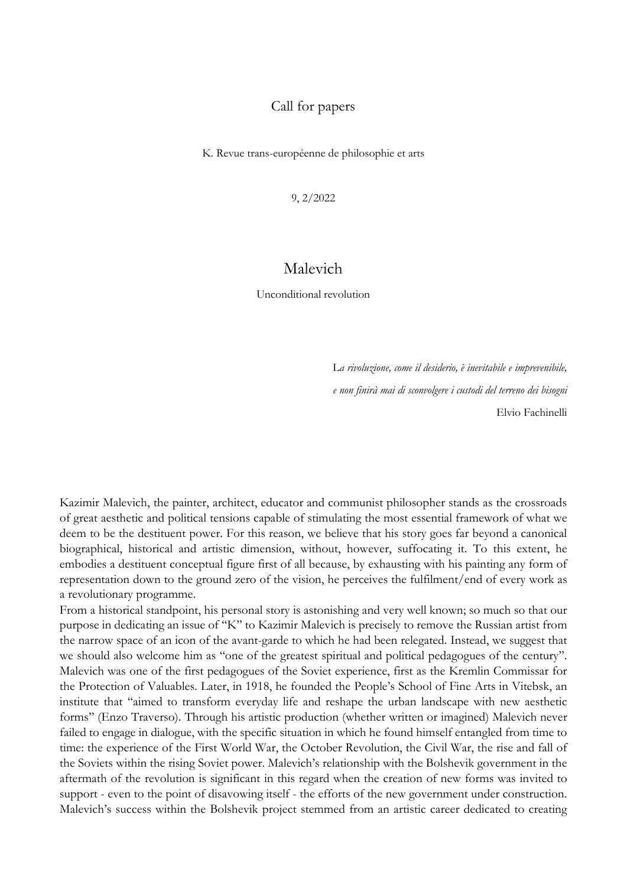Call for papers

K. Revue trans-européenne de philosophie et arts

9, 2/2022

# Malevich

Unconditional revolution

> L*a rivoluzione, come il desiderio, è inevitabile e imprevenibile,*
> *e non finirà mai di sconvolgere i custodi del terreno dei bisogni*
> Elvio Fachinelli

Kazimir Malevich, the painter, architect, educator and communist philosopher stands as the crossroads of great aesthetic and political tensions capable of stimulating the most essential framework of what we deem to be the destituent power. For this reason, we believe that his story goes far beyond a canonical biographical, historical and artistic dimension, without, however, suffocating it. To this extent, he embodies a destituent conceptual figure first of all because, by exhausting with his painting any form of representation down to the ground zero of the vision, he perceives the fulfilment/end of every work as a revolutionary programme.

From a historical standpoint, his personal story is astonishing and very well known; so much so that our purpose in dedicating an issue of "K" to Kazimir Malevich is precisely to remove the Russian artist from the narrow space of an icon of the avant-garde to which he had been relegated. Instead, we suggest that we should also welcome him as "one of the greatest spiritual and political pedagogues of the century". Malevich was one of the first pedagogues of the Soviet experience, first as the Kremlin Commissar for the Protection of Valuables. Later, in 1918, he founded the People's School of Fine Arts in Vitebsk, an institute that "aimed to transform everyday life and reshape the urban landscape with new aesthetic forms" (Enzo Traverso). Through his artistic production (whether written or imagined) Malevich never failed to engage in dialogue, with the specific situation in which he found himself entangled from time to time: the experience of the First World War, the October Revolution, the Civil War, the rise and fall of the Soviets within the rising Soviet power. Malevich's relationship with the Bolshevik government in the aftermath of the revolution is significant in this regard when the creation of new forms was invited to support - even to the point of disavowing itself - the efforts of the new government under construction. Malevich's success within the Bolshevik project stemmed from an artistic career dedicated to creating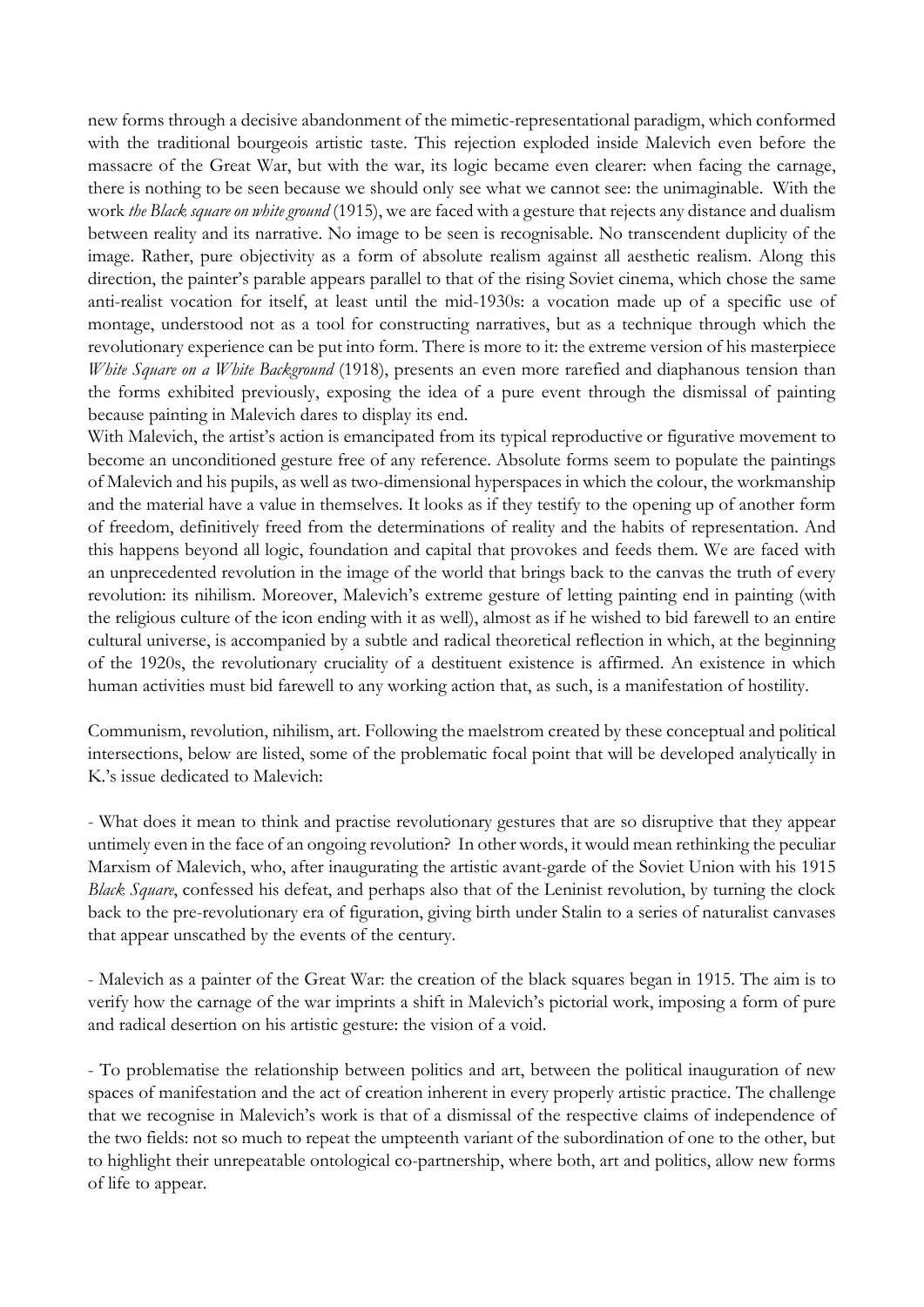new forms through a decisive abandonment of the mimetic-representational paradigm, which conformed with the traditional bourgeois artistic taste. This rejection exploded inside Malevich even before the massacre of the Great War, but with the war, its logic became even clearer: when facing the carnage, there is nothing to be seen because we should only see what we cannot see: the unimaginable. With the work *the Black square on white ground* (1915), we are faced with a gesture that rejects any distance and dualism between reality and its narrative. No image to be seen is recognisable. No transcendent duplicity of the image. Rather, pure objectivity as a form of absolute realism against all aesthetic realism. Along this direction, the painter's parable appears parallel to that of the rising Soviet cinema, which chose the same anti-realist vocation for itself, at least until the mid-1930s: a vocation made up of a specific use of montage, understood not as a tool for constructing narratives, but as a technique through which the revolutionary experience can be put into form. There is more to it: the extreme version of his masterpiece *White Square on a White Background* (1918), presents an even more rarefied and diaphanous tension than the forms exhibited previously, exposing the idea of a pure event through the dismissal of painting because painting in Malevich dares to display its end.

With Malevich, the artist's action is emancipated from its typical reproductive or figurative movement to become an unconditioned gesture free of any reference. Absolute forms seem to populate the paintings of Malevich and his pupils, as well as two-dimensional hyperspaces in which the colour, the workmanship and the material have a value in themselves. It looks as if they testify to the opening up of another form of freedom, definitively freed from the determinations of reality and the habits of representation. And this happens beyond all logic, foundation and capital that provokes and feeds them. We are faced with an unprecedented revolution in the image of the world that brings back to the canvas the truth of every revolution: its nihilism. Moreover, Malevich's extreme gesture of letting painting end in painting (with the religious culture of the icon ending with it as well), almost as if he wished to bid farewell to an entire cultural universe, is accompanied by a subtle and radical theoretical reflection in which, at the beginning of the 1920s, the revolutionary cruciality of a destituent existence is affirmed. An existence in which human activities must bid farewell to any working action that, as such, is a manifestation of hostility.

Communism, revolution, nihilism, art. Following the maelstrom created by these conceptual and political intersections, below are listed, some of the problematic focal point that will be developed analytically in K.'s issue dedicated to Malevich:

- What does it mean to think and practise revolutionary gestures that are so disruptive that they appear untimely even in the face of an ongoing revolution? In other words, it would mean rethinking the peculiar Marxism of Malevich, who, after inaugurating the artistic avant-garde of the Soviet Union with his 1915 *Black Square*, confessed his defeat, and perhaps also that of the Leninist revolution, by turning the clock back to the pre-revolutionary era of figuration, giving birth under Stalin to a series of naturalist canvases that appear unscathed by the events of the century.

- Malevich as a painter of the Great War: the creation of the black squares began in 1915. The aim is to verify how the carnage of the war imprints a shift in Malevich's pictorial work, imposing a form of pure and radical desertion on his artistic gesture: the vision of a void.

- To problematise the relationship between politics and art, between the political inauguration of new spaces of manifestation and the act of creation inherent in every properly artistic practice. The challenge that we recognise in Malevich's work is that of a dismissal of the respective claims of independence of the two fields: not so much to repeat the umpteenth variant of the subordination of one to the other, but to highlight their unrepeatable ontological co-partnership, where both, art and politics, allow new forms of life to appear.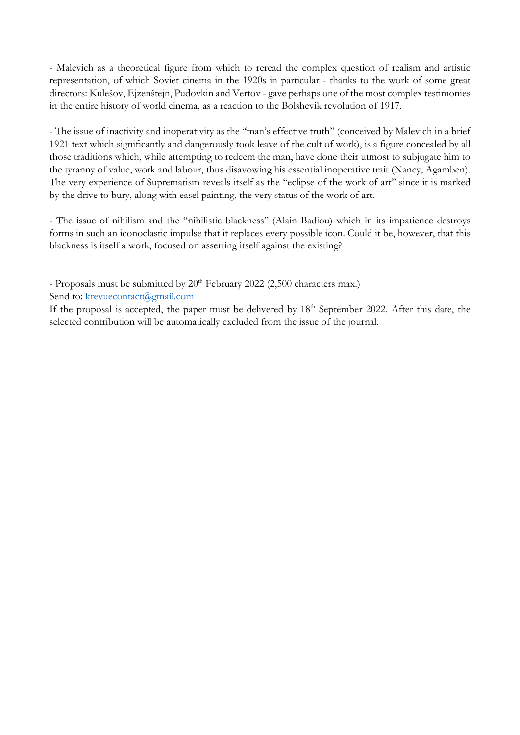- Malevich as a theoretical figure from which to reread the complex question of realism and artistic representation, of which Soviet cinema in the 1920s in particular - thanks to the work of some great directors: Kulešov, Ejzenštejn, Pudovkin and Vertov - gave perhaps one of the most complex testimonies in the entire history of world cinema, as a reaction to the Bolshevik revolution of 1917.

- The issue of inactivity and inoperativity as the "man's effective truth" (conceived by Malevich in a brief 1921 text which significantly and dangerously took leave of the cult of work), is a figure concealed by all those traditions which, while attempting to redeem the man, have done their utmost to subjugate him to the tyranny of value, work and labour, thus disavowing his essential inoperative trait (Nancy, Agamben). The very experience of Suprematism reveals itself as the "eclipse of the work of art" since it is marked by the drive to bury, along with easel painting, the very status of the work of art.

- The issue of nihilism and the "nihilistic blackness" (Alain Badiou) which in its impatience destroys forms in such an iconoclastic impulse that it replaces every possible icon. Could it be, however, that this blackness is itself a work, focused on asserting itself against the existing?

- Proposals must be submitted by 20th February 2022 (2,500 characters max.)
Send to: [krevuecontact@gmail.com](mailto:krevuecontact@gmail.com)
If the proposal is accepted, the paper must be delivered by 18th September 2022. After this date, the selected contribution will be automatically excluded from the issue of the journal.